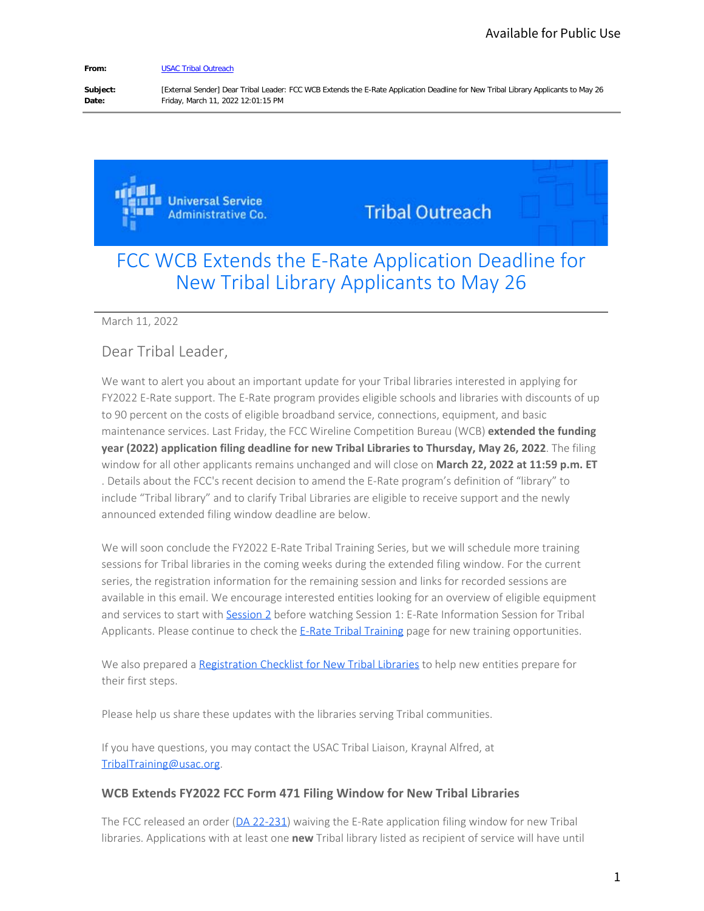Available for Public Use

**From:** USAC Tribal Outreach
**Subject:** [External Sender] Dear Tribal Leader: FCC WCB Extends the E-Rate Application Deadline for New Tribal Library Applicants to May 26
**Date:** Friday, March 11, 2022 12:01:15 PM

---

Universal Service Administrative Co. — Tribal Outreach

# FCC WCB Extends the E-Rate Application Deadline for New Tribal Library Applicants to May 26

March 11, 2022

Dear Tribal Leader,

We want to alert you about an important update for your Tribal libraries interested in applying for FY2022 E-Rate support. The E-Rate program provides eligible schools and libraries with discounts of up to 90 percent on the costs of eligible broadband service, connections, equipment, and basic maintenance services. Last Friday, the FCC Wireline Competition Bureau (WCB) **extended the funding year (2022) application filing deadline for new Tribal Libraries to Thursday, May 26, 2022**. The filing window for all other applicants remains unchanged and will close on **March 22, 2022 at 11:59 p.m. ET** . Details about the FCC's recent decision to amend the E-Rate program's definition of "library" to include "Tribal library" and to clarify Tribal Libraries are eligible to receive support and the newly announced extended filing window deadline are below.

We will soon conclude the FY2022 E-Rate Tribal Training Series, but we will schedule more training sessions for Tribal libraries in the coming weeks during the extended filing window. For the current series, the registration information for the remaining session and links for recorded sessions are available in this email. We encourage interested entities looking for an overview of eligible equipment and services to start with Session 2 before watching Session 1: E-Rate Information Session for Tribal Applicants. Please continue to check the E-Rate Tribal Training page for new training opportunities.

We also prepared a Registration Checklist for New Tribal Libraries to help new entities prepare for their first steps.

Please help us share these updates with the libraries serving Tribal communities.

If you have questions, you may contact the USAC Tribal Liaison, Kraynal Alfred, at TribalTraining@usac.org.

### WCB Extends FY2022 FCC Form 471 Filing Window for New Tribal Libraries

The FCC released an order (DA 22-231) waiving the E-Rate application filing window for new Tribal libraries. Applications with at least one **new** Tribal library listed as recipient of service will have until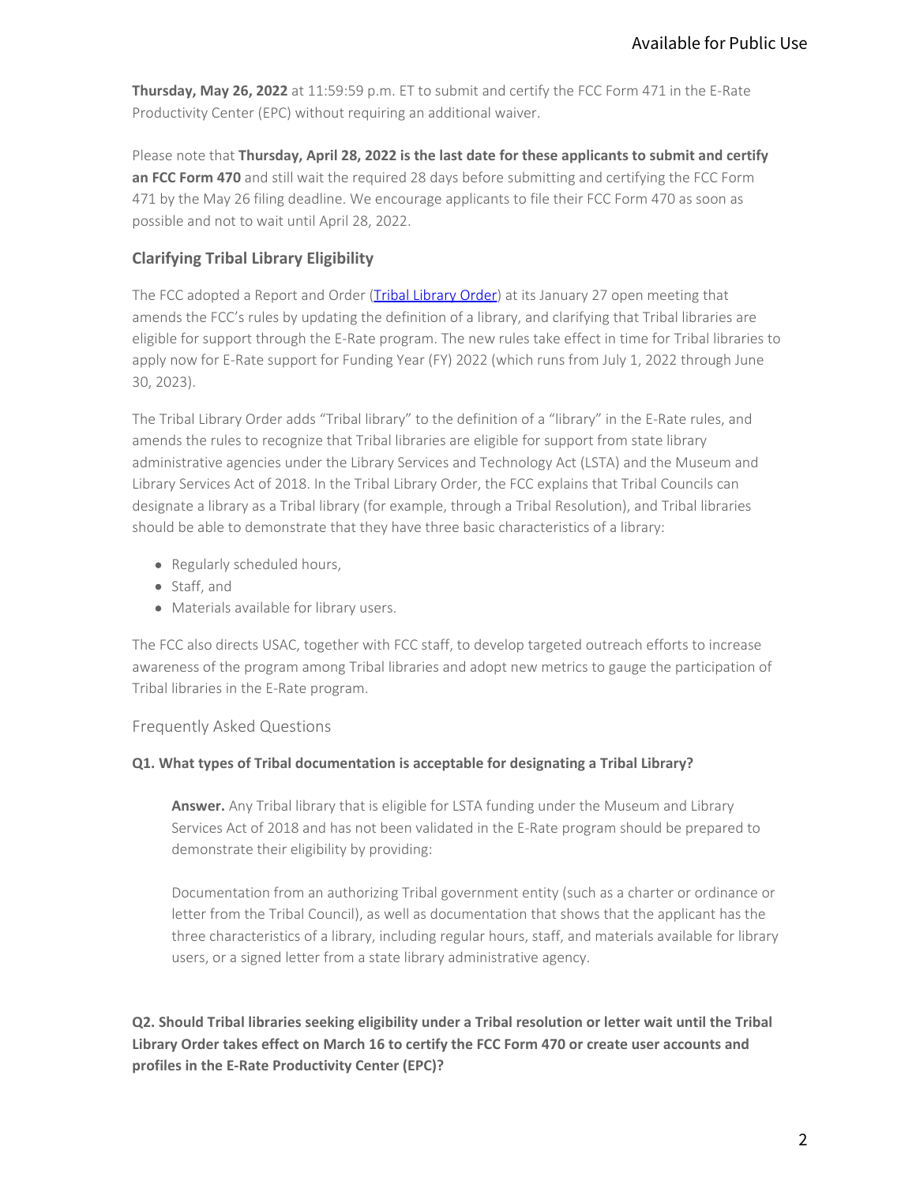**Thursday, May 26, 2022** at 11:59:59 p.m. ET to submit and certify the FCC Form 471 in the E-Rate Productivity Center (EPC) without requiring an additional waiver.

Please note that **Thursday, April 28, 2022 is the last date for these applicants to submit and certify an FCC Form 470** and still wait the required 28 days before submitting and certifying the FCC Form 471 by the May 26 filing deadline. We encourage applicants to file their FCC Form 470 as soon as possible and not to wait until April 28, 2022.

### Clarifying Tribal Library Eligibility

The FCC adopted a Report and Order (Tribal Library Order) at its January 27 open meeting that amends the FCC's rules by updating the definition of a library, and clarifying that Tribal libraries are eligible for support through the E-Rate program. The new rules take effect in time for Tribal libraries to apply now for E-Rate support for Funding Year (FY) 2022 (which runs from July 1, 2022 through June 30, 2023).

The Tribal Library Order adds "Tribal library" to the definition of a "library" in the E-Rate rules, and amends the rules to recognize that Tribal libraries are eligible for support from state library administrative agencies under the Library Services and Technology Act (LSTA) and the Museum and Library Services Act of 2018. In the Tribal Library Order, the FCC explains that Tribal Councils can designate a library as a Tribal library (for example, through a Tribal Resolution), and Tribal libraries should be able to demonstrate that they have three basic characteristics of a library:

- Regularly scheduled hours,
- Staff, and
- Materials available for library users.

The FCC also directs USAC, together with FCC staff, to develop targeted outreach efforts to increase awareness of the program among Tribal libraries and adopt new metrics to gauge the participation of Tribal libraries in the E-Rate program.

#### Frequently Asked Questions

**Q1. What types of Tribal documentation is acceptable for designating a Tribal Library?**

> **Answer.** Any Tribal library that is eligible for LSTA funding under the Museum and Library Services Act of 2018 and has not been validated in the E-Rate program should be prepared to demonstrate their eligibility by providing:
>
> Documentation from an authorizing Tribal government entity (such as a charter or ordinance or letter from the Tribal Council), as well as documentation that shows that the applicant has the three characteristics of a library, including regular hours, staff, and materials available for library users, or a signed letter from a state library administrative agency.

**Q2. Should Tribal libraries seeking eligibility under a Tribal resolution or letter wait until the Tribal Library Order takes effect on March 16 to certify the FCC Form 470 or create user accounts and profiles in the E-Rate Productivity Center (EPC)?**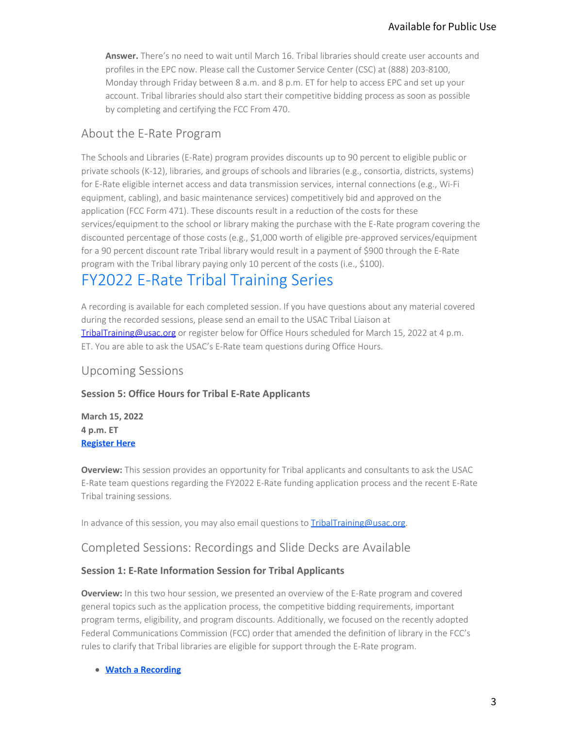**Answer.** There's no need to wait until March 16. Tribal libraries should create user accounts and profiles in the EPC now. Please call the Customer Service Center (CSC) at (888) 203-8100, Monday through Friday between 8 a.m. and 8 p.m. ET for help to access EPC and set up your account. Tribal libraries should also start their competitive bidding process as soon as possible by completing and certifying the FCC From 470.

## About the E-Rate Program

The Schools and Libraries (E-Rate) program provides discounts up to 90 percent to eligible public or private schools (K-12), libraries, and groups of schools and libraries (e.g., consortia, districts, systems) for E-Rate eligible internet access and data transmission services, internal connections (e.g., Wi-Fi equipment, cabling), and basic maintenance services) competitively bid and approved on the application (FCC Form 471). These discounts result in a reduction of the costs for these services/equipment to the school or library making the purchase with the E-Rate program covering the discounted percentage of those costs (e.g., $1,000 worth of eligible pre-approved services/equipment for a 90 percent discount rate Tribal library would result in a payment of $900 through the E-Rate program with the Tribal library paying only 10 percent of the costs (i.e., $100).

# FY2022 E-Rate Tribal Training Series

A recording is available for each completed session. If you have questions about any material covered during the recorded sessions, please send an email to the USAC Tribal Liaison at TribalTraining@usac.org or register below for Office Hours scheduled for March 15, 2022 at 4 p.m. ET. You are able to ask the USAC's E-Rate team questions during Office Hours.

## Upcoming Sessions

**Session 5: Office Hours for Tribal E-Rate Applicants**

**March 15, 2022**
**4 p.m. ET**
**Register Here**

**Overview:** This session provides an opportunity for Tribal applicants and consultants to ask the USAC E-Rate team questions regarding the FY2022 E-Rate funding application process and the recent E-Rate Tribal training sessions.

In advance of this session, you may also email questions to TribalTraining@usac.org.

## Completed Sessions: Recordings and Slide Decks are Available

**Session 1: E-Rate Information Session for Tribal Applicants**

**Overview:** In this two hour session, we presented an overview of the E-Rate program and covered general topics such as the application process, the competitive bidding requirements, important program terms, eligibility, and program discounts. Additionally, we focused on the recently adopted Federal Communications Commission (FCC) order that amended the definition of library in the FCC's rules to clarify that Tribal libraries are eligible for support through the E-Rate program.

- **Watch a Recording**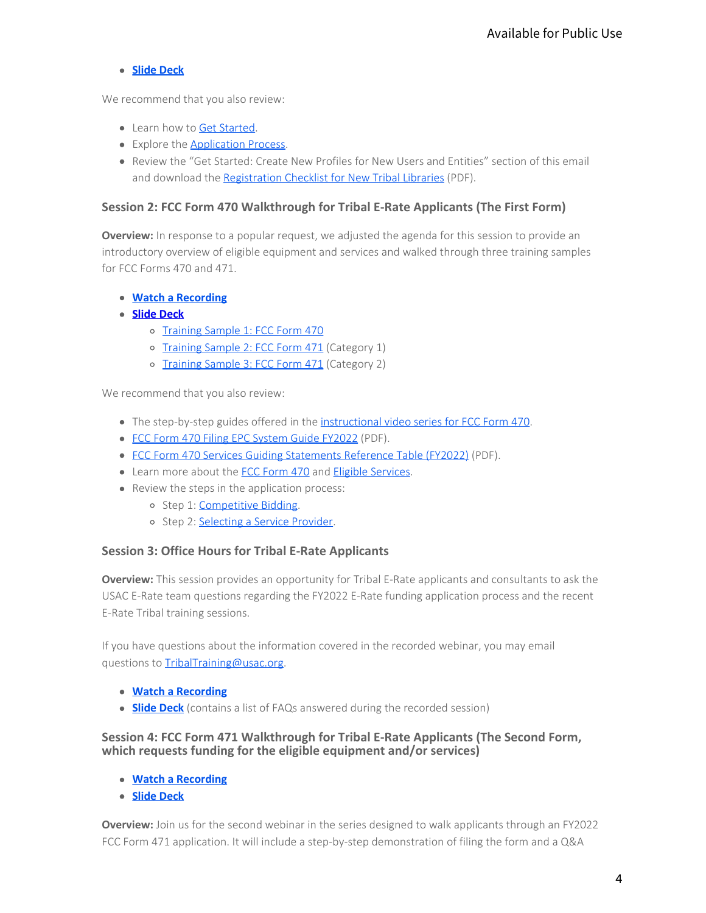- **Slide Deck**

We recommend that you also review:

- Learn how to Get Started.
- Explore the Application Process.
- Review the "Get Started: Create New Profiles for New Users and Entities" section of this email and download the Registration Checklist for New Tribal Libraries (PDF).

### Session 2: FCC Form 470 Walkthrough for Tribal E-Rate Applicants (The First Form)

**Overview:** In response to a popular request, we adjusted the agenda for this session to provide an introductory overview of eligible equipment and services and walked through three training samples for FCC Forms 470 and 471.

- **Watch a Recording**
- **Slide Deck**
    - Training Sample 1: FCC Form 470
    - Training Sample 2: FCC Form 471 (Category 1)
    - Training Sample 3: FCC Form 471 (Category 2)

We recommend that you also review:

- The step-by-step guides offered in the instructional video series for FCC Form 470.
- FCC Form 470 Filing EPC System Guide FY2022 (PDF).
- FCC Form 470 Services Guiding Statements Reference Table (FY2022) (PDF).
- Learn more about the FCC Form 470 and Eligible Services.
- Review the steps in the application process:
    - Step 1: Competitive Bidding.
    - Step 2: Selecting a Service Provider.

### Session 3: Office Hours for Tribal E-Rate Applicants

**Overview:** This session provides an opportunity for Tribal E-Rate applicants and consultants to ask the USAC E-Rate team questions regarding the FY2022 E-Rate funding application process and the recent E-Rate Tribal training sessions.

If you have questions about the information covered in the recorded webinar, you may email questions to TribalTraining@usac.org.

- **Watch a Recording**
- **Slide Deck** (contains a list of FAQs answered during the recorded session)

### Session 4: FCC Form 471 Walkthrough for Tribal E-Rate Applicants (The Second Form, which requests funding for the eligible equipment and/or services)

- **Watch a Recording**
- **Slide Deck**

**Overview:** Join us for the second webinar in the series designed to walk applicants through an FY2022 FCC Form 471 application. It will include a step-by-step demonstration of filing the form and a Q&A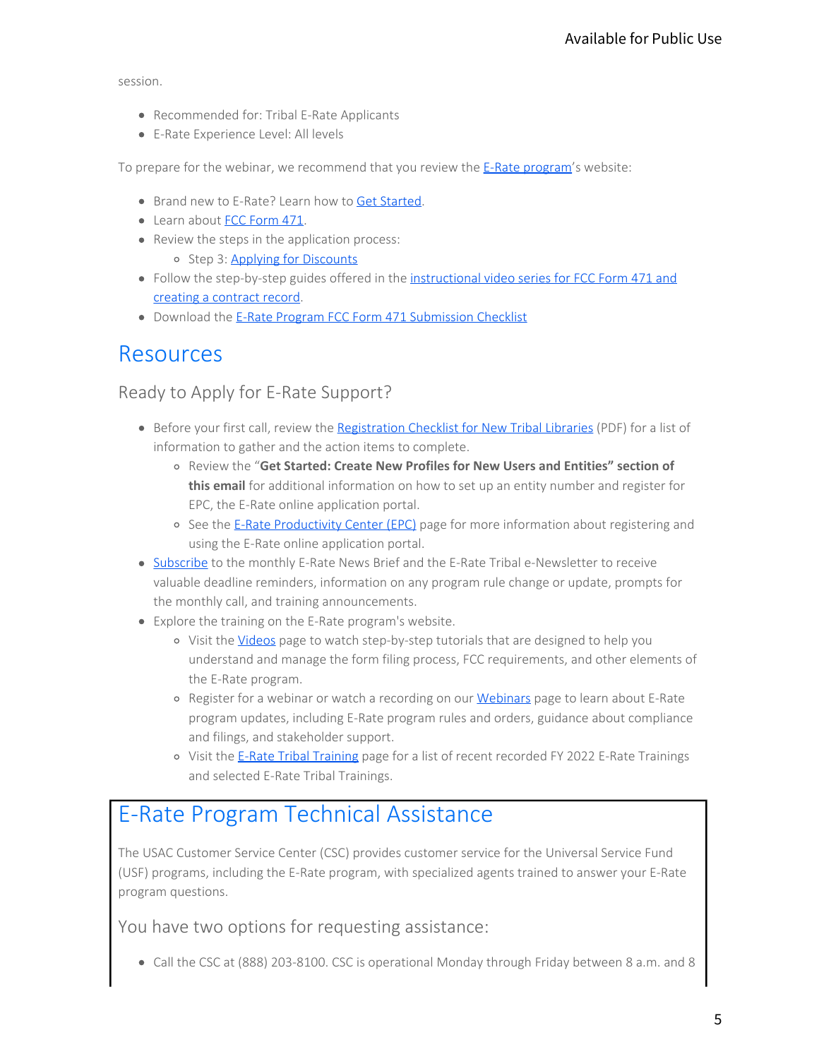session.

- Recommended for: Tribal E-Rate Applicants
- E-Rate Experience Level: All levels

To prepare for the webinar, we recommend that you review the E-Rate program's website:

- Brand new to E-Rate? Learn how to Get Started.
- Learn about FCC Form 471.
- Review the steps in the application process:
  - Step 3: Applying for Discounts
- Follow the step-by-step guides offered in the instructional video series for FCC Form 471 and creating a contract record.
- Download the E-Rate Program FCC Form 471 Submission Checklist

# Resources

## Ready to Apply for E-Rate Support?

- Before your first call, review the Registration Checklist for New Tribal Libraries (PDF) for a list of information to gather and the action items to complete.
  - Review the "**Get Started: Create New Profiles for New Users and Entities" section of this email** for additional information on how to set up an entity number and register for EPC, the E-Rate online application portal.
  - See the E-Rate Productivity Center (EPC) page for more information about registering and using the E-Rate online application portal.
- Subscribe to the monthly E-Rate News Brief and the E-Rate Tribal e-Newsletter to receive valuable deadline reminders, information on any program rule change or update, prompts for the monthly call, and training announcements.
- Explore the training on the E-Rate program's website.
  - Visit the Videos page to watch step-by-step tutorials that are designed to help you understand and manage the form filing process, FCC requirements, and other elements of the E-Rate program.
  - Register for a webinar or watch a recording on our Webinars page to learn about E-Rate program updates, including E-Rate program rules and orders, guidance about compliance and filings, and stakeholder support.
  - Visit the E-Rate Tribal Training page for a list of recent recorded FY 2022 E-Rate Trainings and selected E-Rate Tribal Trainings.

# E-Rate Program Technical Assistance

The USAC Customer Service Center (CSC) provides customer service for the Universal Service Fund (USF) programs, including the E-Rate program, with specialized agents trained to answer your E-Rate program questions.

## You have two options for requesting assistance:

- Call the CSC at (888) 203-8100. CSC is operational Monday through Friday between 8 a.m. and 8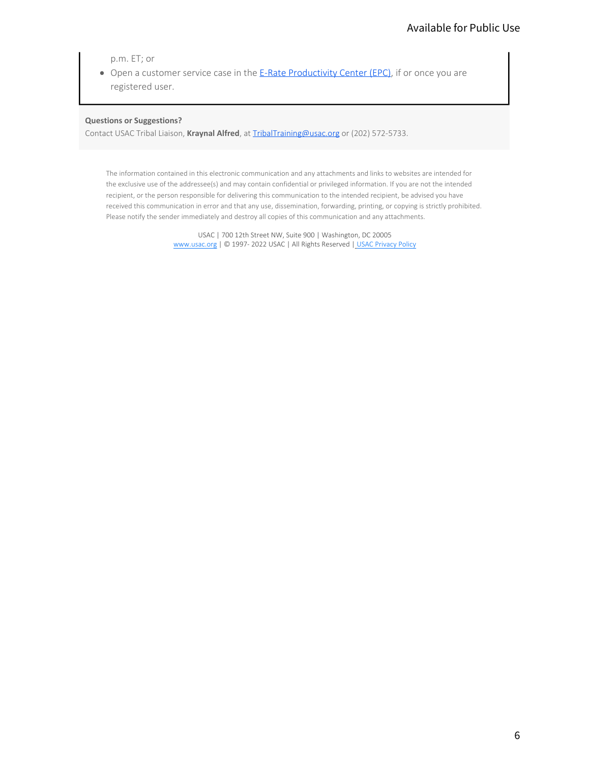p.m. ET; or

- Open a customer service case in the E-Rate Productivity Center (EPC), if or once you are registered user.

**Questions or Suggestions?**

Contact USAC Tribal Liaison, **Kraynal Alfred**, at TribalTraining@usac.org or (202) 572-5733.

The information contained in this electronic communication and any attachments and links to websites are intended for the exclusive use of the addressee(s) and may contain confidential or privileged information. If you are not the intended recipient, or the person responsible for delivering this communication to the intended recipient, be advised you have received this communication in error and that any use, dissemination, forwarding, printing, or copying is strictly prohibited. Please notify the sender immediately and destroy all copies of this communication and any attachments.

USAC | 700 12th Street NW, Suite 900 | Washington, DC 20005
www.usac.org | © 1997- 2022 USAC | All Rights Reserved | USAC Privacy Policy